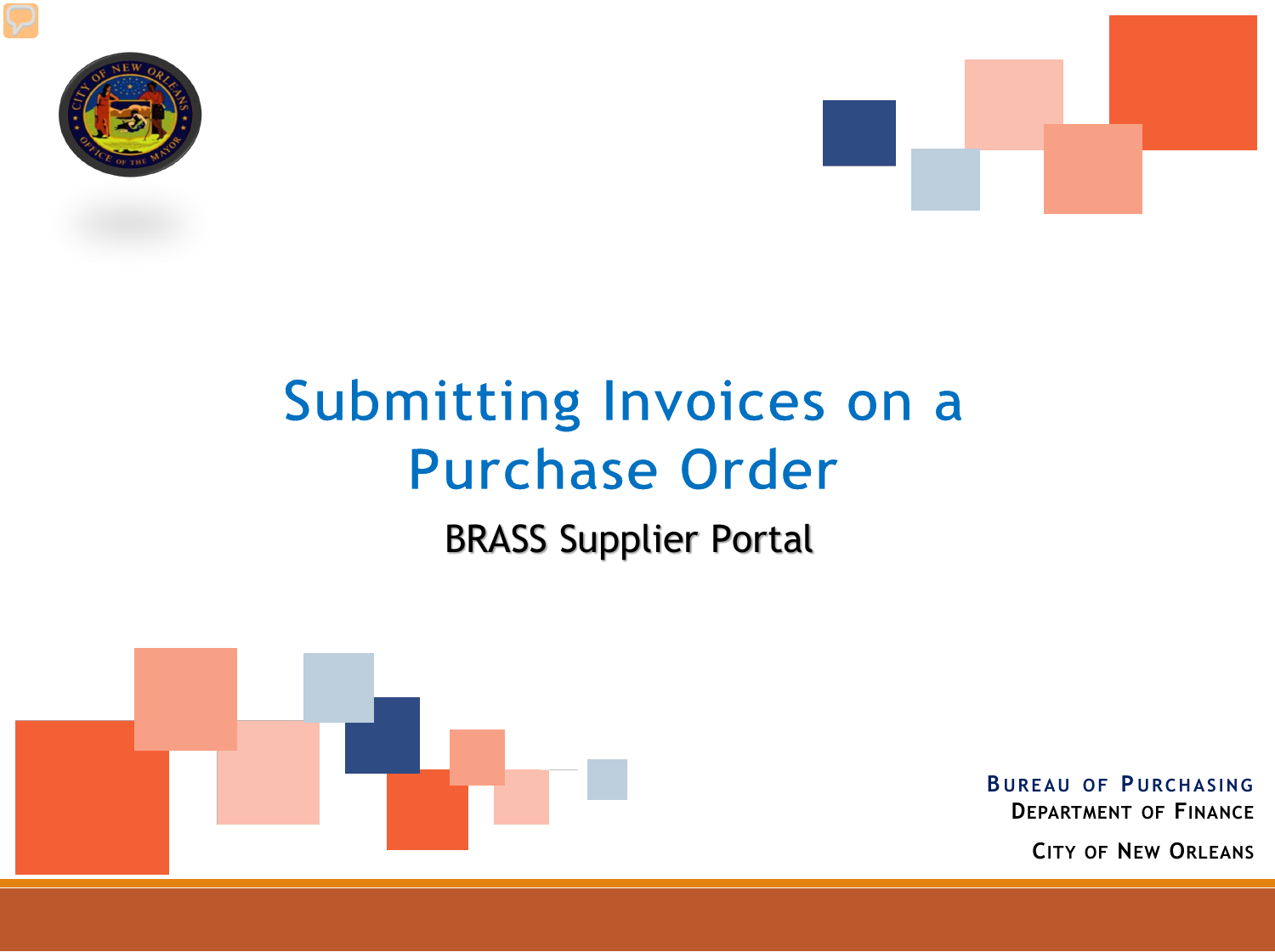# Submitting Invoices on a Purchase Order

## BRASS Supplier Portal

**Bureau of Purchasing**
**Department of Finance**

**City of New Orleans**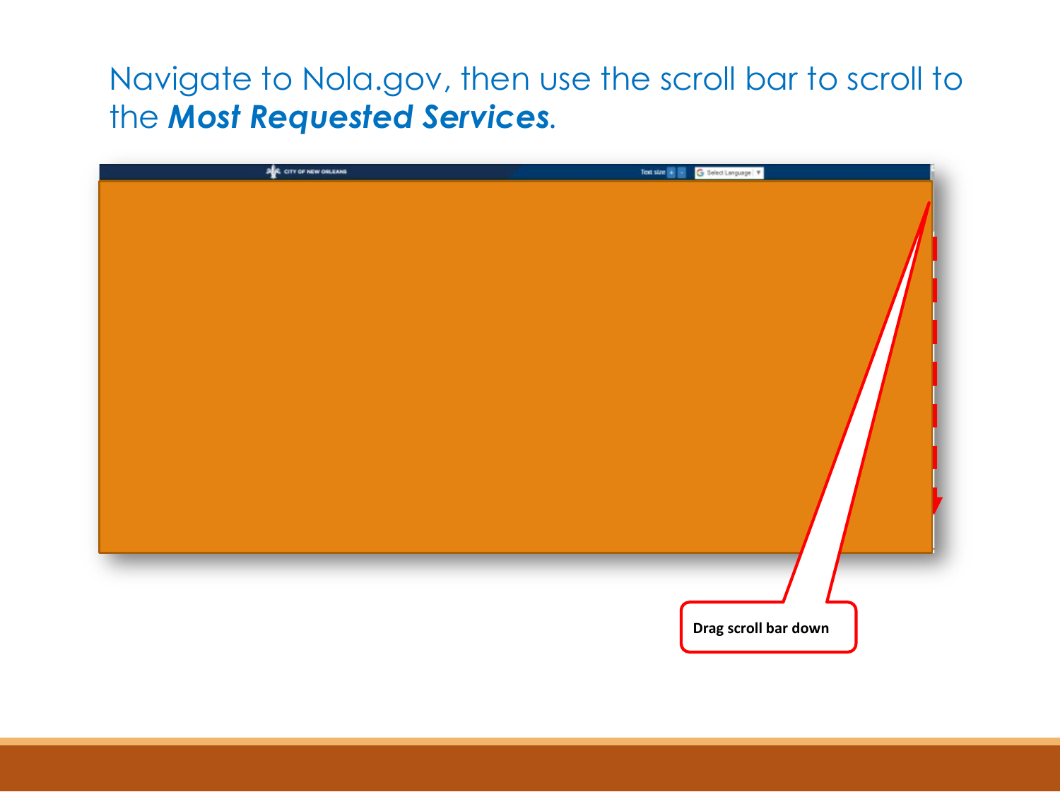Navigate to Nola.gov, then use the scroll bar to scroll to the ***Most Requested Services***.

CITY OF NEW ORLEANS

Text size

Select Language

Drag scroll bar down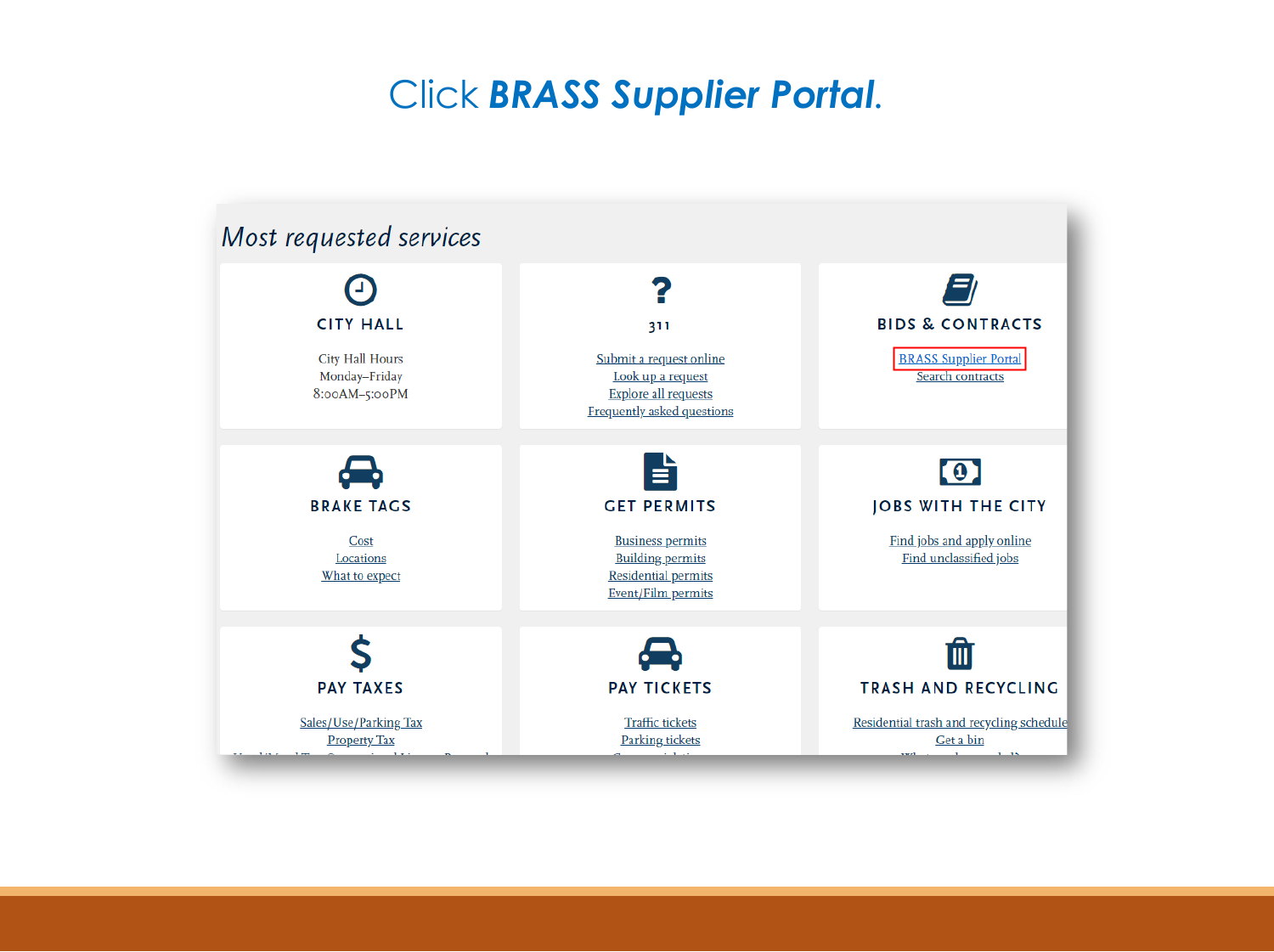# Click ***BRASS Supplier Portal***.

*Most requested services*

**CITY HALL**

City Hall Hours
Monday–Friday
8:00AM–5:00PM

**311**

Submit a request online
Look up a request
Explore all requests
Frequently asked questions

**BIDS & CONTRACTS**

BRASS Supplier Portal
Search contracts

**BRAKE TAGS**

Cost
Locations
What to expect

**GET PERMITS**

Business permits
Building permits
Residential permits
Event/Film permits

**JOBS WITH THE CITY**

Find jobs and apply online
Find unclassified jobs

**PAY TAXES**

Sales/Use/Parking Tax
Property Tax

**PAY TICKETS**

Traffic tickets
Parking tickets

**TRASH AND RECYCLING**

Residential trash and recycling schedule
Get a bin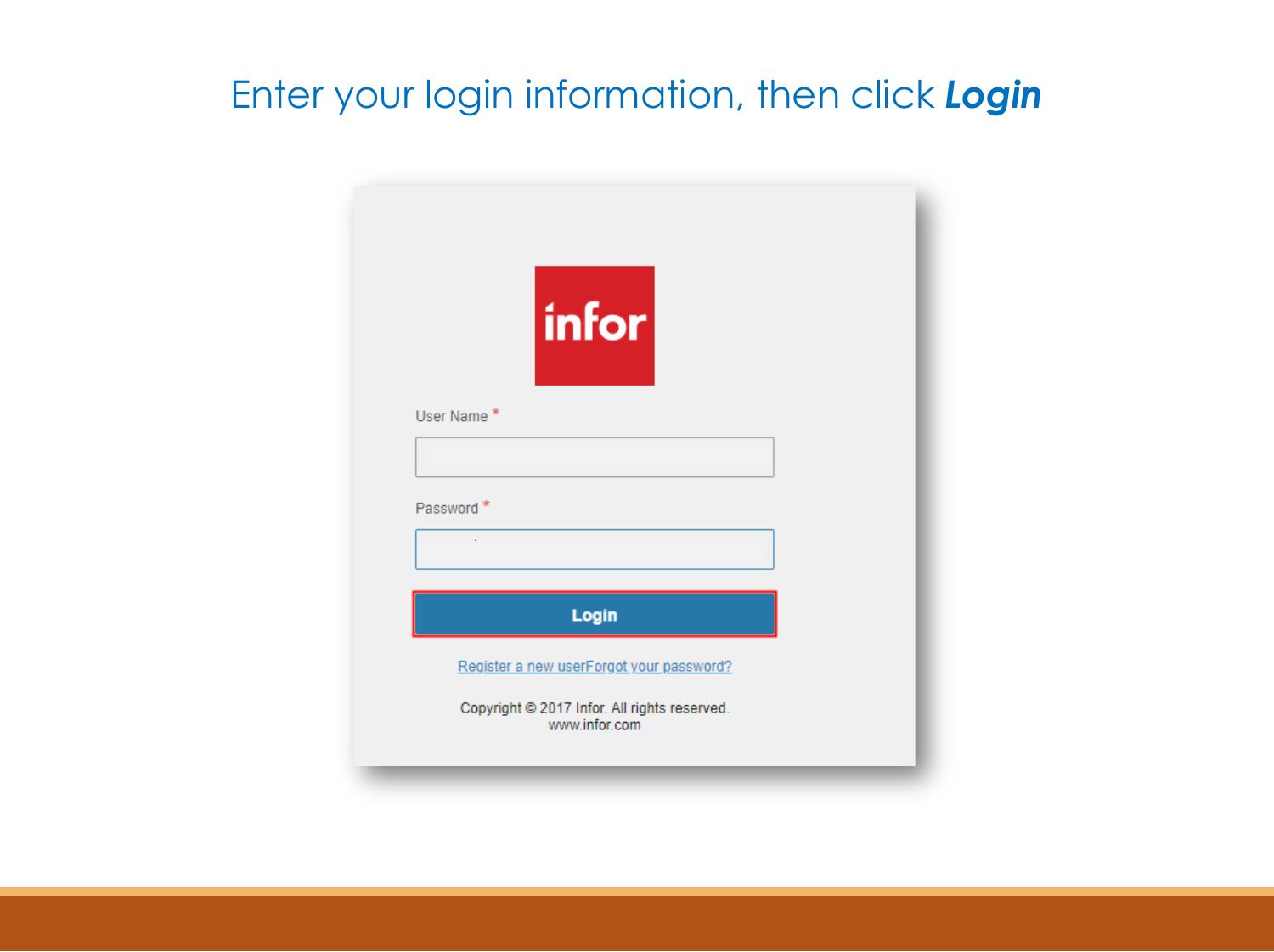# Enter your login information, then click ***Login***

infor

User Name *

Password *

Login

Register a new userForgot your password?

Copyright © 2017 Infor. All rights reserved.
www.infor.com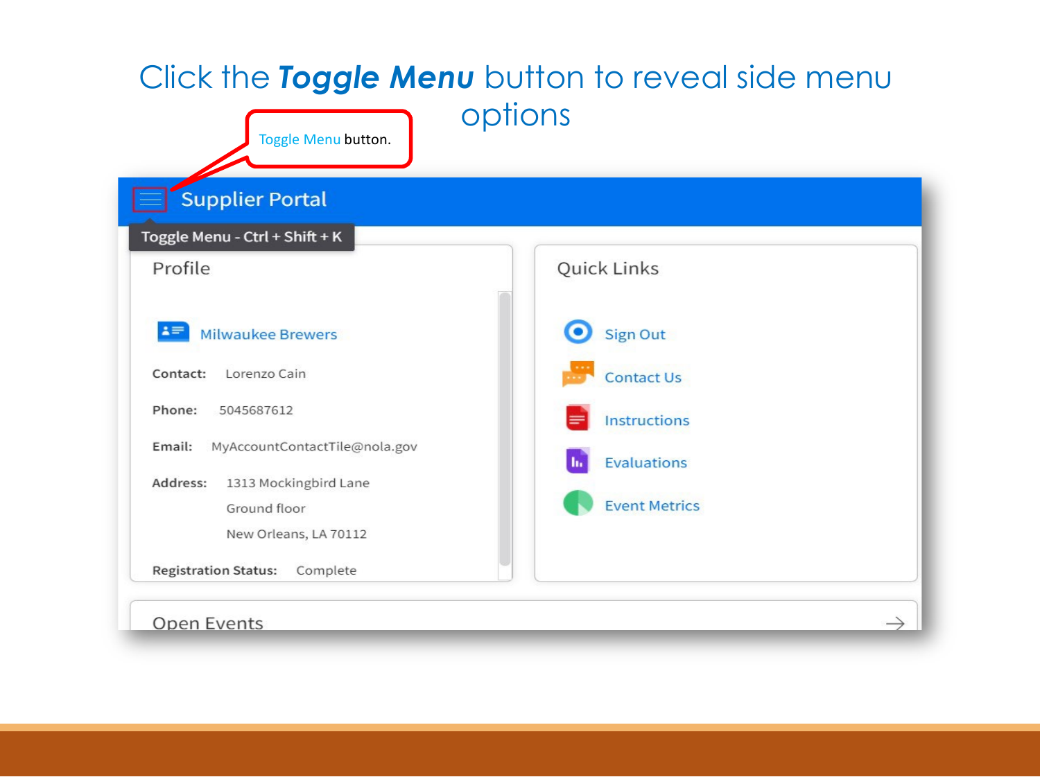# Click the ***Toggle Menu*** button to reveal side menu options

Toggle Menu button.

Supplier Portal

Toggle Menu - Ctrl + Shift + K

Profile

Milwaukee Brewers

**Contact:** Lorenzo Cain

**Phone:** 5045687612

**Email:** MyAccountContactTile@nola.gov

**Address:** 1313 Mockingbird Lane
Ground floor
New Orleans, LA 70112

**Registration Status:** Complete

Quick Links

- Sign Out
- Contact Us
- Instructions
- Evaluations
- Event Metrics

Open Events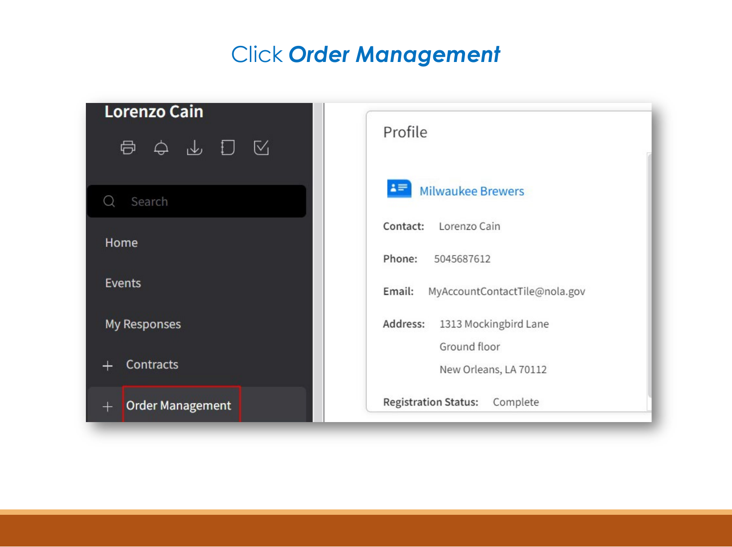# Click ***Order Management***

Lorenzo Cain

Search

Home

Events

My Responses

+ Contracts

+ Order Management

Profile

Milwaukee Brewers

**Contact:** Lorenzo Cain

**Phone:** 5045687612

**Email:** MyAccountContactTile@nola.gov

**Address:** 1313 Mockingbird Lane
Ground floor
New Orleans, LA 70112

**Registration Status:** Complete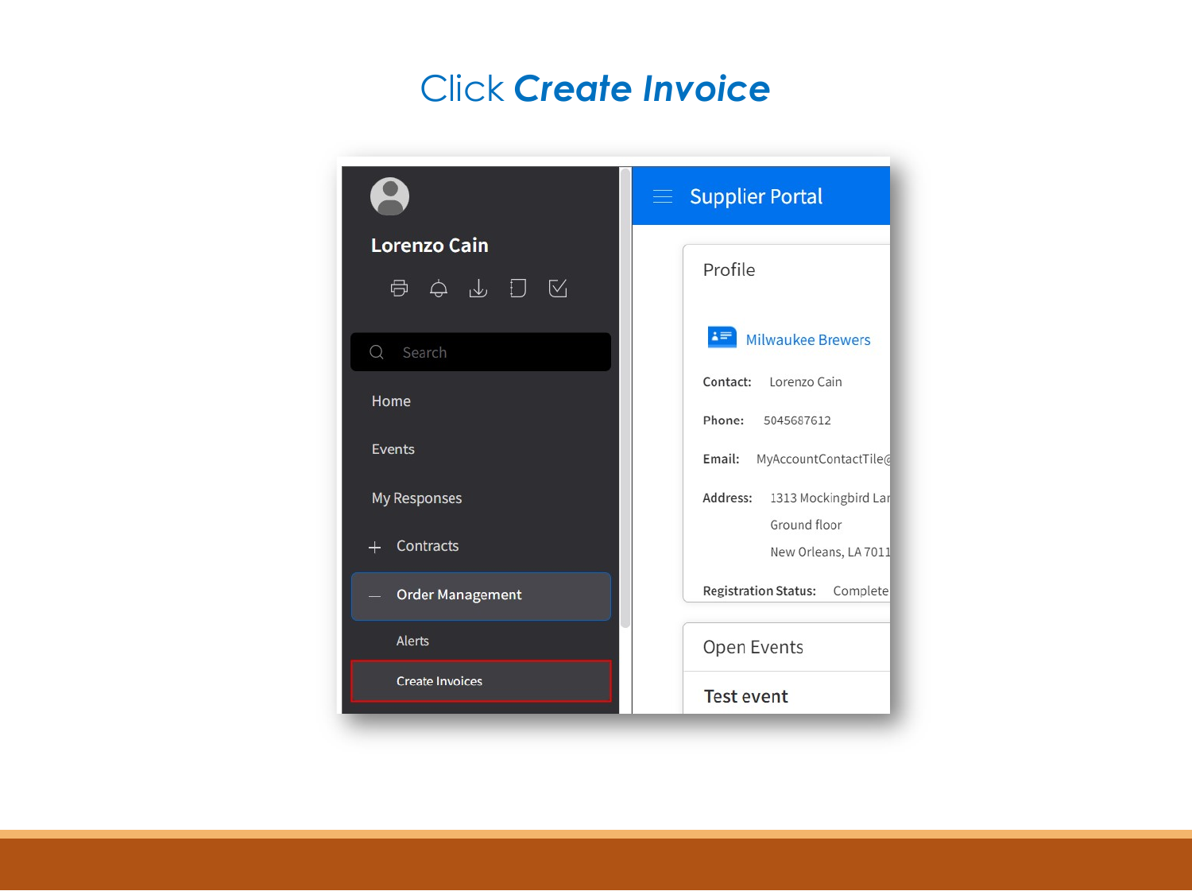# Click ***Create Invoice***

Lorenzo Cain

Search

Home

Events

My Responses

+ Contracts

— Order Management

Alerts

Create Invoices

Supplier Portal

Profile

Milwaukee Brewers

**Contact:** Lorenzo Cain

**Phone:** 5045687612

**Email:** MyAccountContactTile@

**Address:** 1313 Mockingbird Lar
Ground floor
New Orleans, LA 7011

**Registration Status:** Complete

Open Events

Test event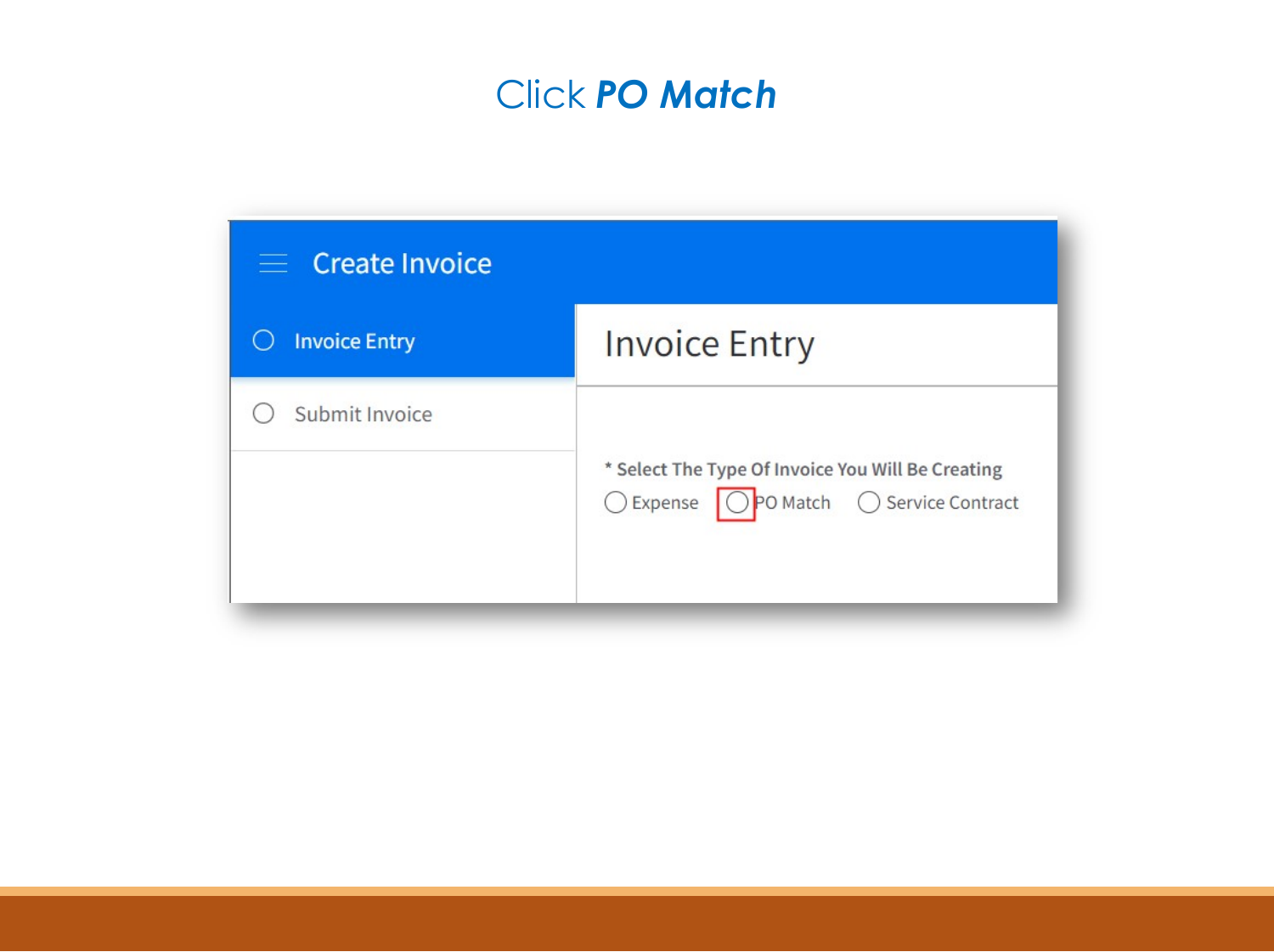# Click ***PO Match***

Create Invoice

Invoice Entry

Submit Invoice

Invoice Entry

* Select The Type Of Invoice You Will Be Creating

Expense PO Match Service Contract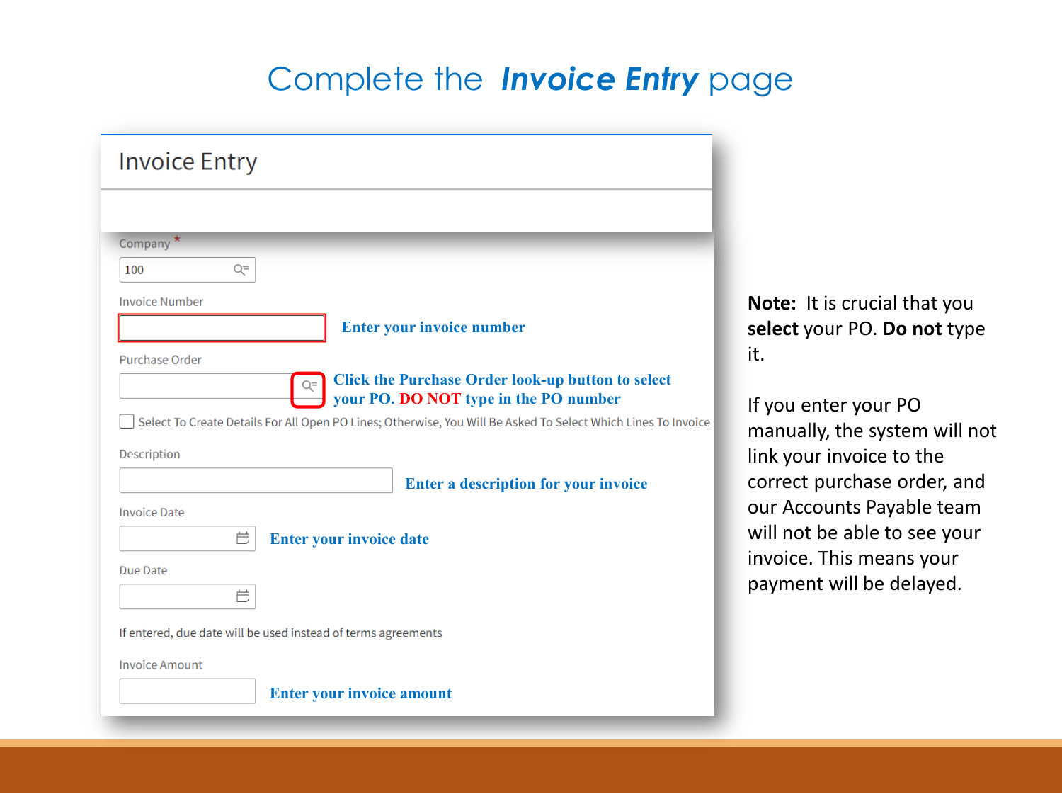# Complete the *Invoice Entry* page

## Invoice Entry

Company *

100

Invoice Number

**Enter your invoice number**

Purchase Order

**Click the Purchase Order look-up button to select your PO. DO NOT type in the PO number**

Select To Create Details For All Open PO Lines; Otherwise, You Will Be Asked To Select Which Lines To Invoice

Description

**Enter a description for your invoice**

Invoice Date

**Enter your invoice date**

Due Date

If entered, due date will be used instead of terms agreements

Invoice Amount

**Enter your invoice amount**

**Note:** It is crucial that you **select** your PO. **Do not** type it.

If you enter your PO manually, the system will not link your invoice to the correct purchase order, and our Accounts Payable team will not be able to see your invoice. This means your payment will be delayed.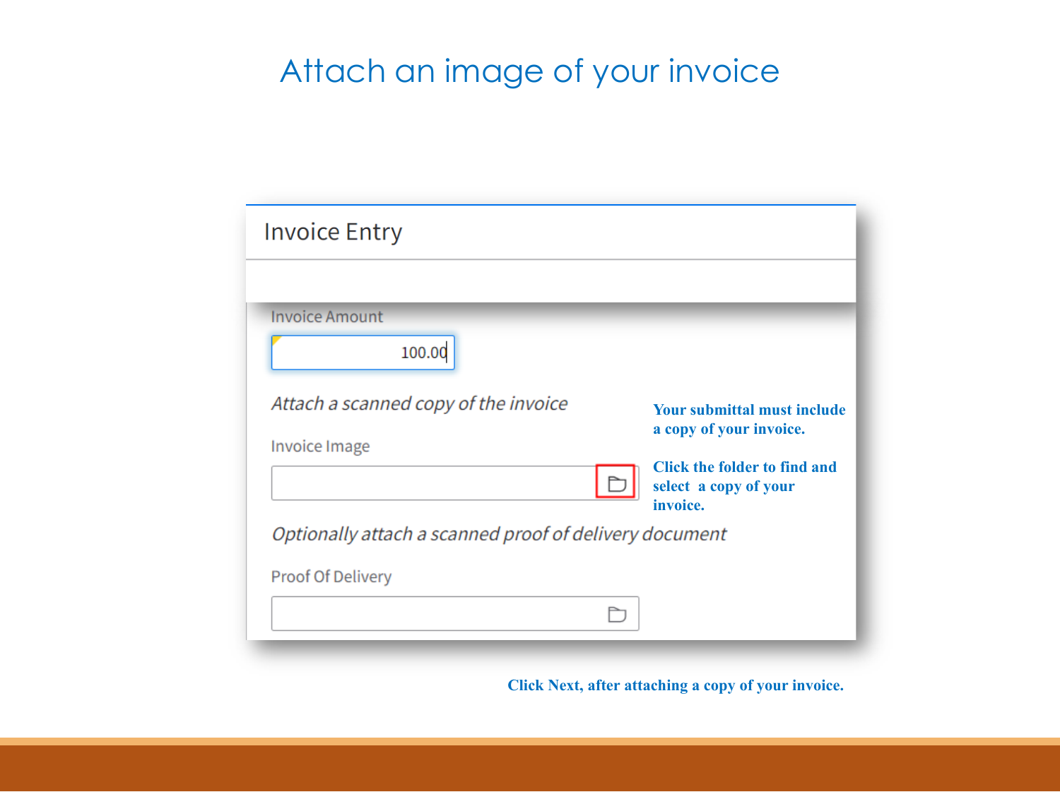# Attach an image of your invoice

## Invoice Entry

Invoice Amount

100.00

*Attach a scanned copy of the invoice*

Invoice Image

*Optionally attach a scanned proof of delivery document*

Proof Of Delivery

**Your submittal must include a copy of your invoice.**

**Click the folder to find and select a copy of your invoice.**

**Click Next, after attaching a copy of your invoice.**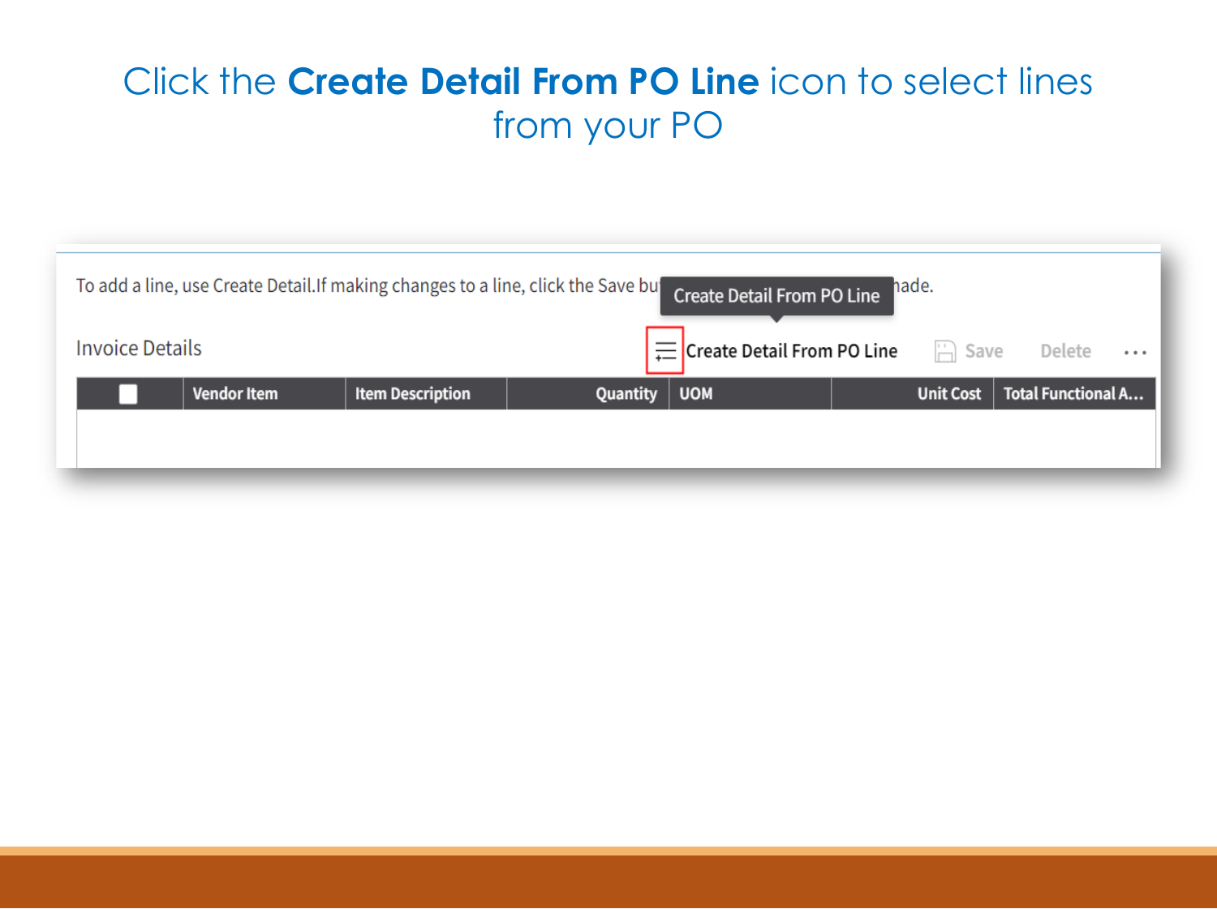# Click the **Create Detail From PO Line** icon to select lines from your PO

To add a line, use Create Detail.If making changes to a line, click the Save bu[tton ... m]ade.

Create Detail From PO Line

Invoice Details

Create Detail From PO Line | Save | Delete | ...

| | Vendor Item | Item Description | Quantity | UOM | Unit Cost | Total Functional A... |
|---|---|---|---|---|---|---|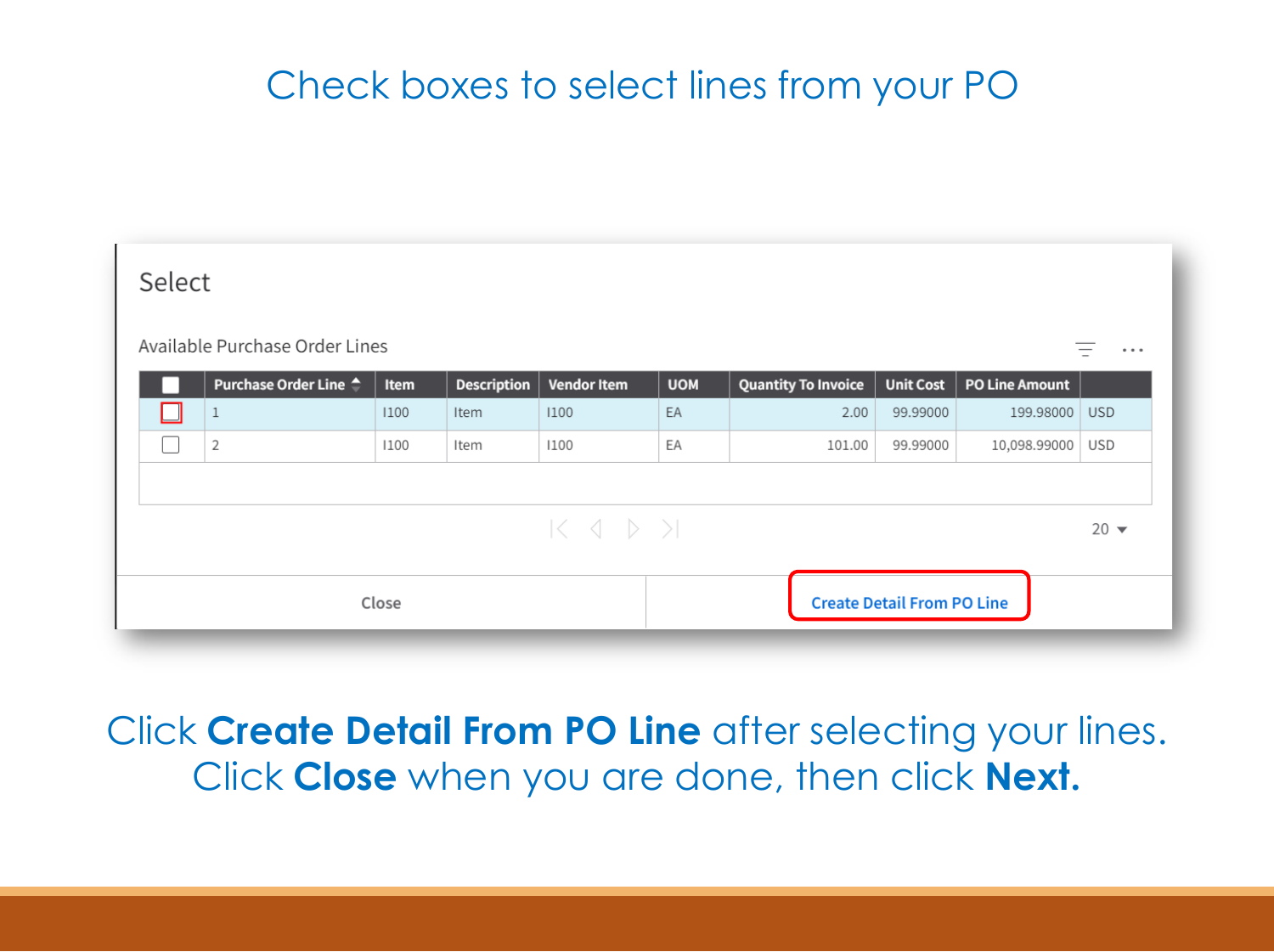# Check boxes to select lines from your PO

Select

Available Purchase Order Lines

| | Purchase Order Line | Item | Description | Vendor Item | UOM | Quantity To Invoice | Unit Cost | PO Line Amount | |
|---|---|---|---|---|---|---|---|---|---|
| ☐ | 1 | I100 | Item | I100 | EA | 2.00 | 99.99000 | 199.98000 | USD |
| ☐ | 2 | I100 | Item | I100 | EA | 101.00 | 99.99000 | 10,098.99000 | USD |

20

Close

Create Detail From PO Line

Click **Create Detail From PO Line** after selecting your lines. Click **Close** when you are done, then click **Next.**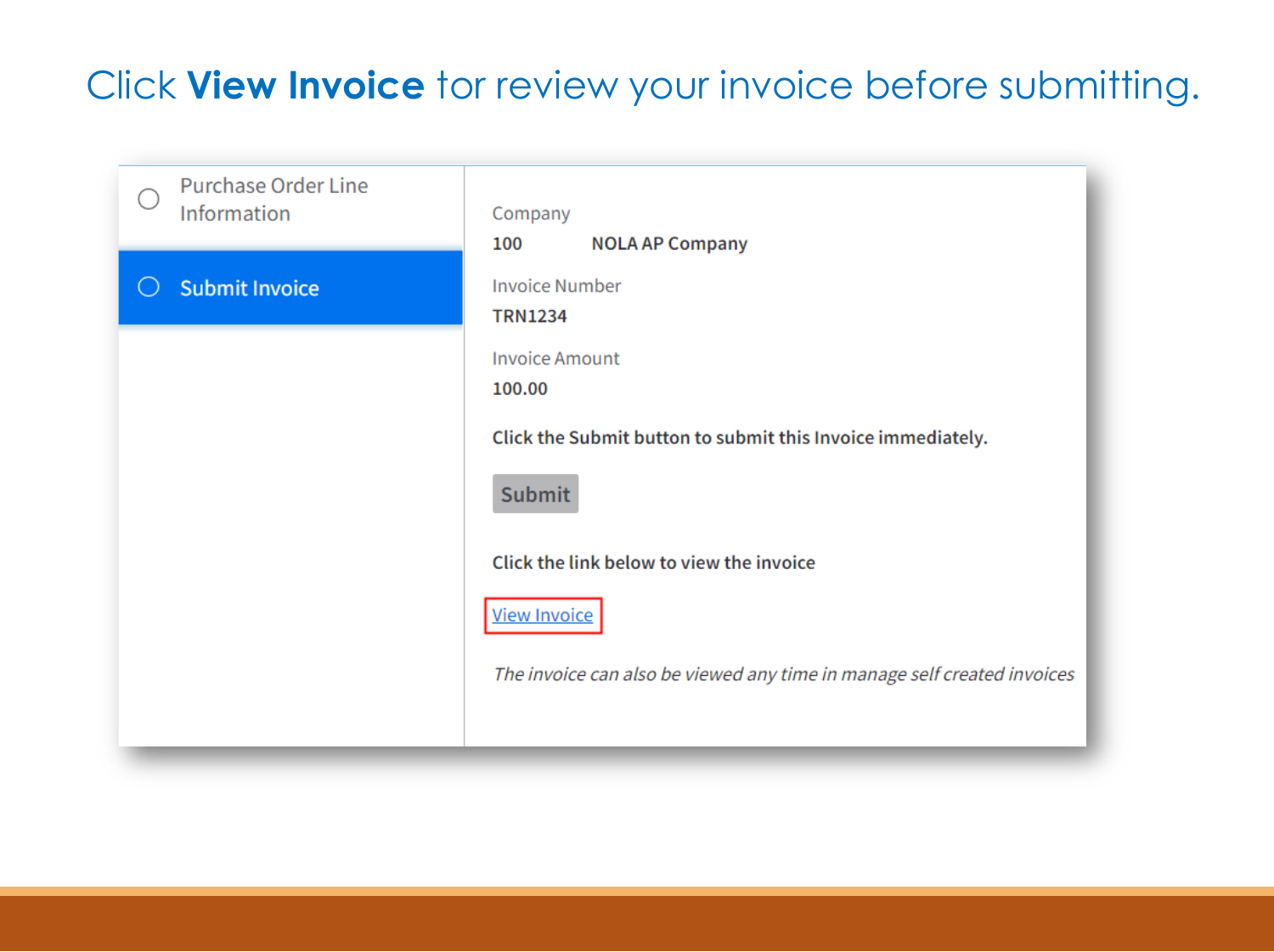# Click **View Invoice** tor review your invoice before submitting.

Purchase Order Line Information

Submit Invoice

Company

100 NOLA AP Company

Invoice Number

TRN1234

Invoice Amount

100.00

**Click the Submit button to submit this Invoice immediately.**

Submit

**Click the link below to view the invoice**

View Invoice

*The invoice can also be viewed any time in manage self created invoices*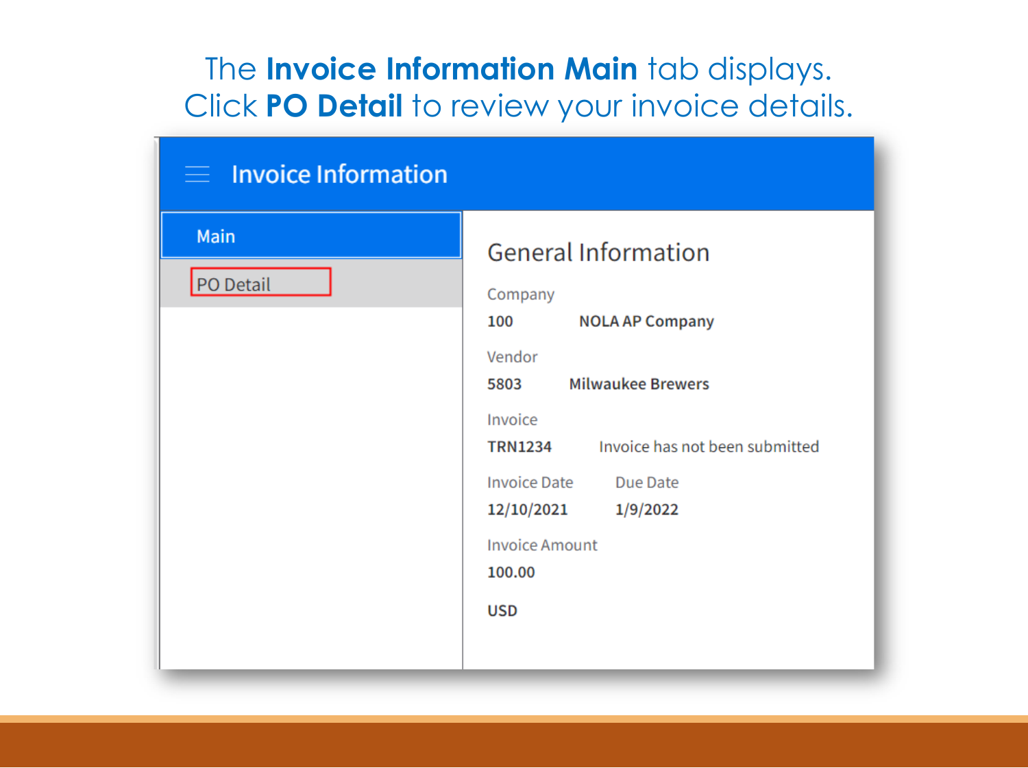The **Invoice Information Main** tab displays.
Click **PO Detail** to review your invoice details.

Invoice Information

Main

PO Detail

General Information

Company

100 NOLA AP Company

Vendor

5803 Milwaukee Brewers

Invoice

TRN1234 Invoice has not been submitted

Invoice Date Due Date

12/10/2021 1/9/2022

Invoice Amount

100.00

USD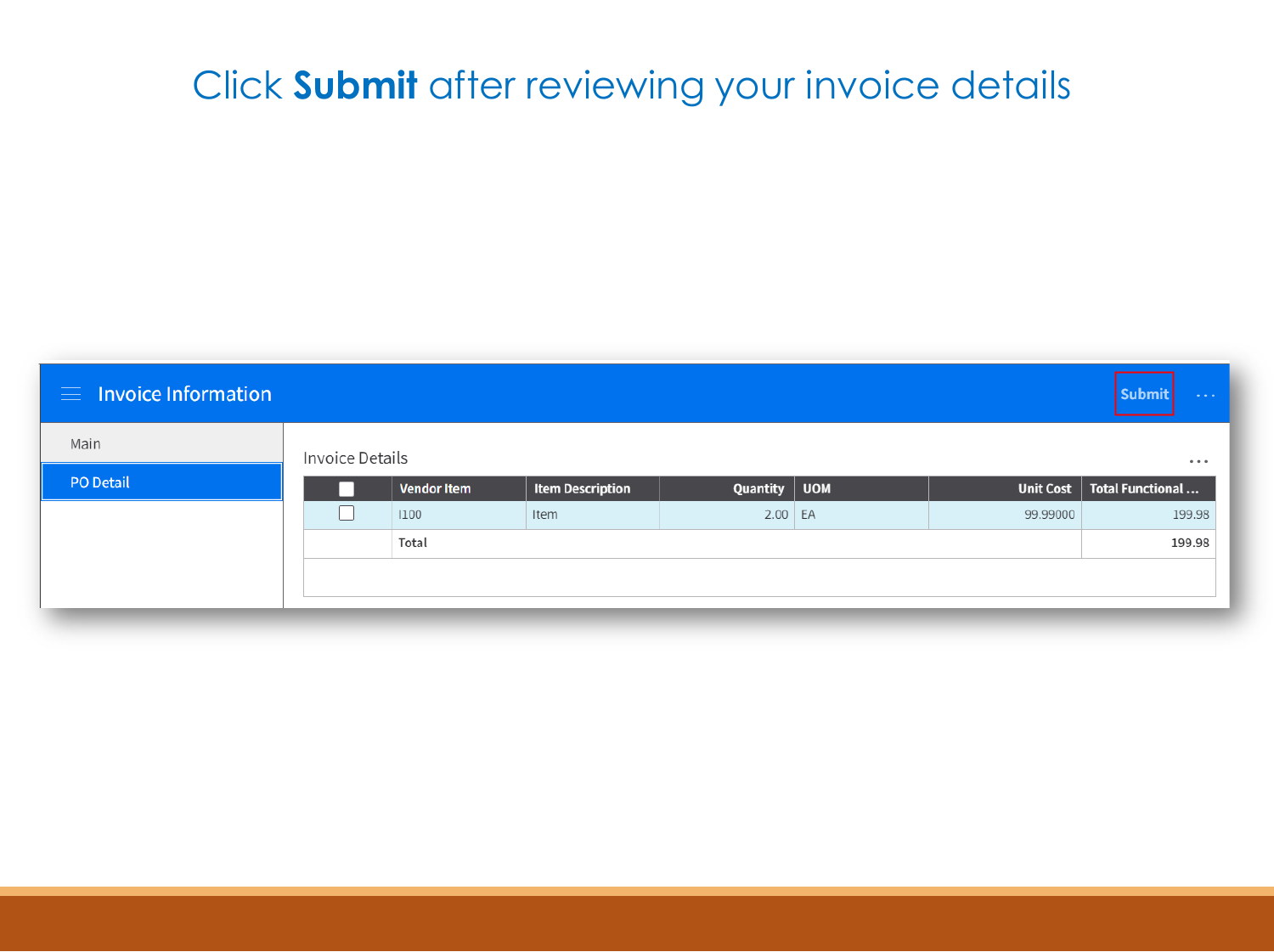# Click **Submit** after reviewing your invoice details

Invoice Information

Submit

Main

PO Detail

Invoice Details

| | Vendor Item | Item Description | Quantity | UOM | Unit Cost | Total Functional ... |
|---|---|---|---|---|---|---|
| | I100 | Item | 2.00 | EA | 99.99000 | 199.98 |
| | Total | | | | | 199.98 |